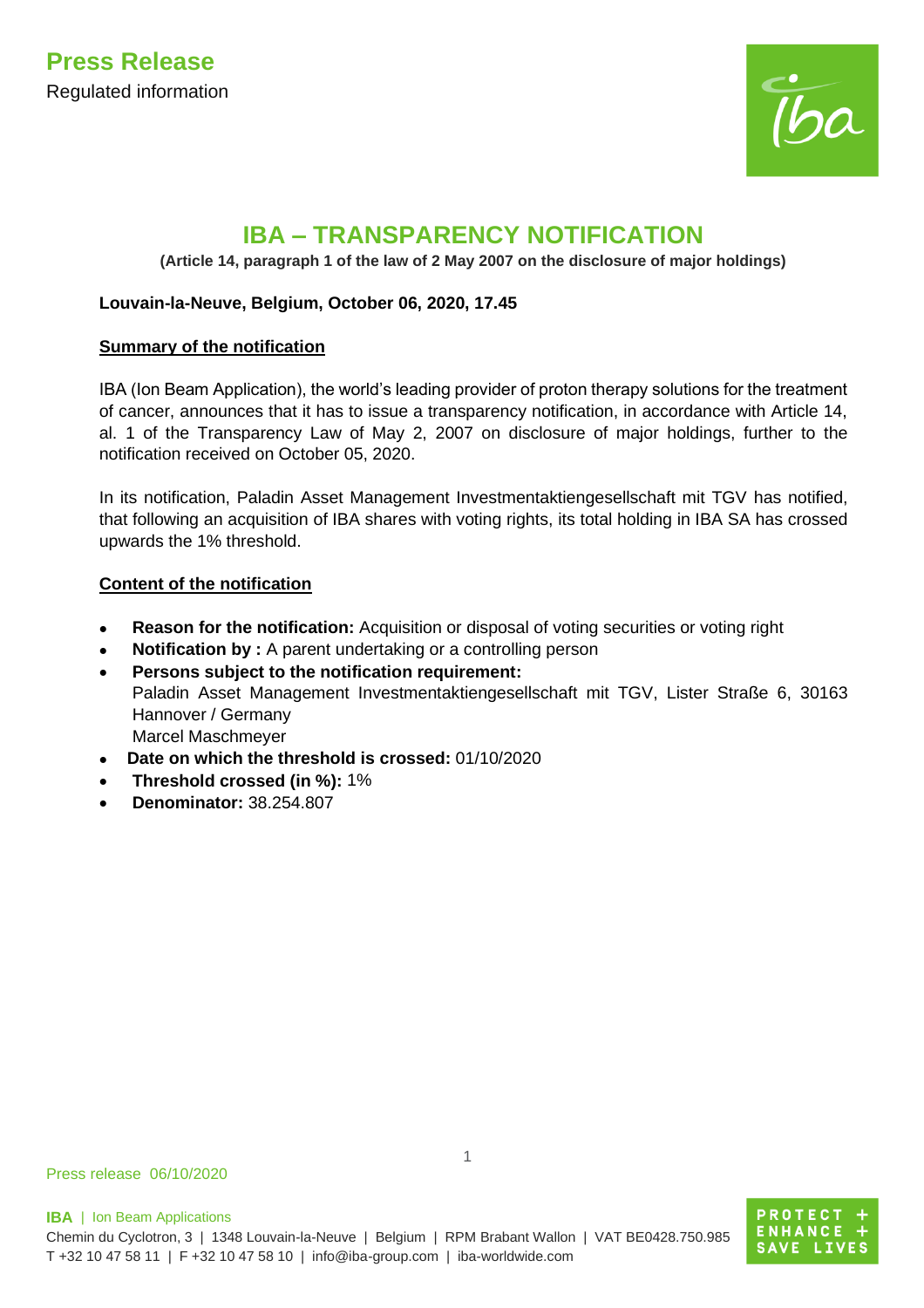**Press Release**

Regulated information

# IBA – TRANSPARENCY NOTIFICATION

**(Article 14, paragraph 1 of the law of 2 May 2007 on the disclosure of major holdings)**

**Louvain-la-Neuve, Belgium, October 06, 2020, 17.45**

**Summary of the notification**

IBA (Ion Beam Application), the world's leading provider of proton therapy solutions for the treatment of cancer, announces that it has to issue a transparency notification, in accordance with Article 14, al. 1 of the Transparency Law of May 2, 2007 on disclosure of major holdings, further to the notification received on October 05, 2020.

In its notification, Paladin Asset Management Investmentaktiengesellschaft mit TGV has notified, that following an acquisition of IBA shares with voting rights, its total holding in IBA SA has crossed upwards the 1% threshold.

**Content of the notification**

- **Reason for the notification:** Acquisition or disposal of voting securities or voting right
- **Notification by :** A parent undertaking or a controlling person
- **Persons subject to the notification requirement:**
  Paladin Asset Management Investmentaktiengesellschaft mit TGV, Lister Straße 6, 30163 Hannover / Germany
  Marcel Maschmeyer
- **Date on which the threshold is crossed:** 01/10/2020
- **Threshold crossed (in %):** 1%
- **Denominator:** 38.254.807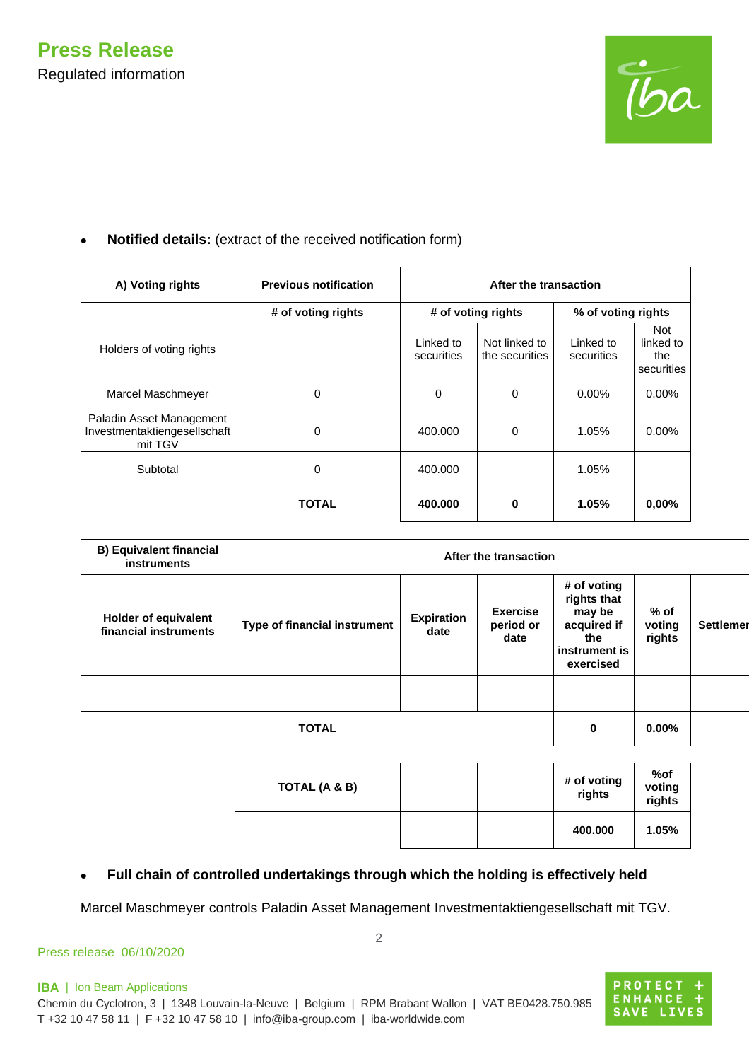- **Notified details:** (extract of the received notification form)

| A) Voting rights | Previous notification | After the transaction | | | |
|---|---|---|---|---|---|
| | # of voting rights | # of voting rights | | % of voting rights | |
| Holders of voting rights | | Linked to securities | Not linked to the securities | Linked to securities | Not linked to the securities |
| Marcel Maschmeyer | 0 | 0 | 0 | 0.00% | 0.00% |
| Paladin Asset Management Investmentaktiengesellschaft mit TGV | 0 | 400.000 | 0 | 1.05% | 0.00% |
| Subtotal | 0 | 400.000 | | 1.05% | |
| | **TOTAL** | **400.000** | **0** | **1.05%** | **0,00%** |

| B) Equivalent financial instruments | After the transaction | | | | | |
|---|---|---|---|---|---|---|
| **Holder of equivalent financial instruments** | **Type of financial instrument** | **Expiration date** | **Exercise period or date** | **# of voting rights that may be acquired if the instrument is exercised** | **% of voting rights** | **Settlement** |
| | | | | | | |
| | **TOTAL** | | | **0** | **0.00%** | |

| **TOTAL (A & B)** | | | **# of voting rights** | **%of voting rights** |
|---|---|---|---|---|
| | | | **400.000** | **1.05%** |

- **Full chain of controlled undertakings through which the holding is effectively held**

Marcel Maschmeyer controls Paladin Asset Management Investmentaktiengesellschaft mit TGV.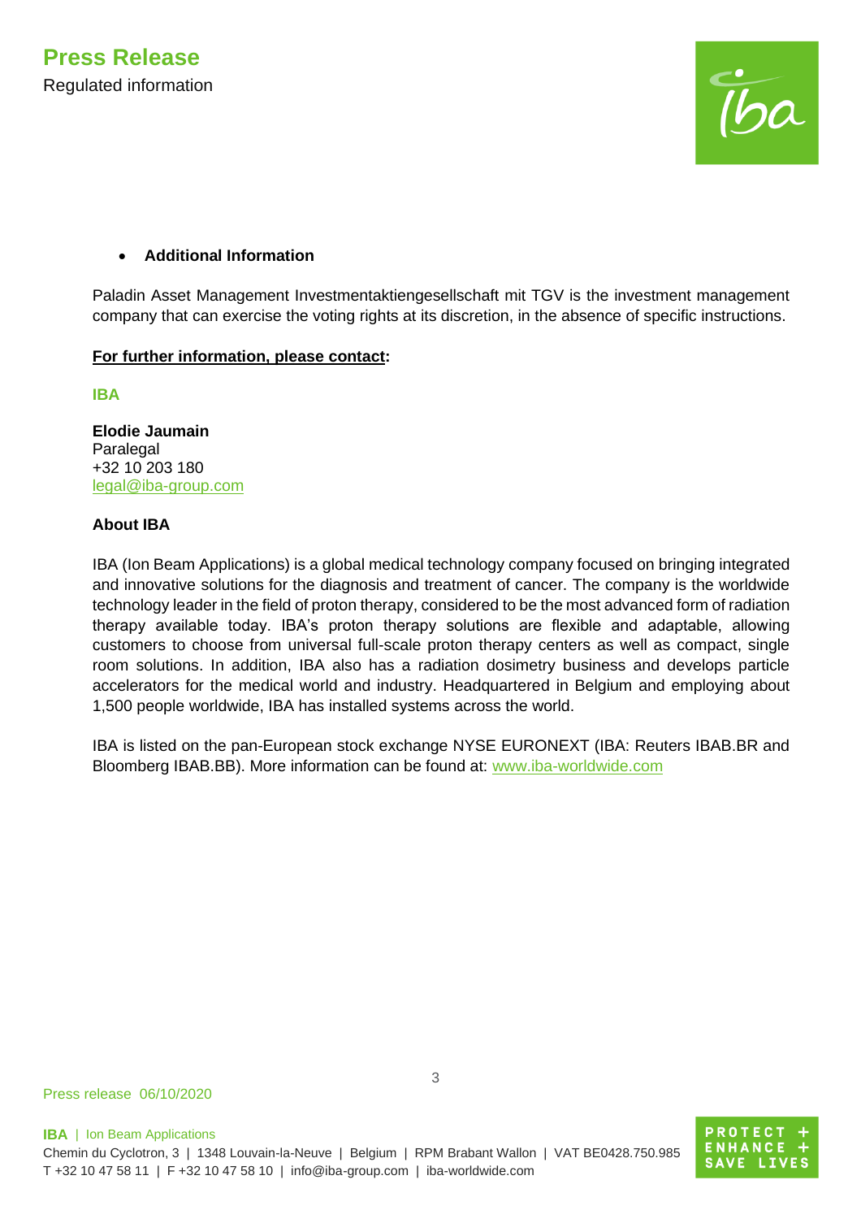- **Additional Information**

Paladin Asset Management Investmentaktiengesellschaft mit TGV is the investment management company that can exercise the voting rights at its discretion, in the absence of specific instructions.

**For further information, please contact:**

**IBA**

**Elodie Jaumain**
Paralegal
+32 10 203 180
legal@iba-group.com

**About IBA**

IBA (Ion Beam Applications) is a global medical technology company focused on bringing integrated and innovative solutions for the diagnosis and treatment of cancer. The company is the worldwide technology leader in the field of proton therapy, considered to be the most advanced form of radiation therapy available today. IBA's proton therapy solutions are flexible and adaptable, allowing customers to choose from universal full-scale proton therapy centers as well as compact, single room solutions. In addition, IBA also has a radiation dosimetry business and develops particle accelerators for the medical world and industry. Headquartered in Belgium and employing about 1,500 people worldwide, IBA has installed systems across the world.

IBA is listed on the pan-European stock exchange NYSE EURONEXT (IBA: Reuters IBAB.BR and Bloomberg IBAB.BB). More information can be found at: www.iba-worldwide.com